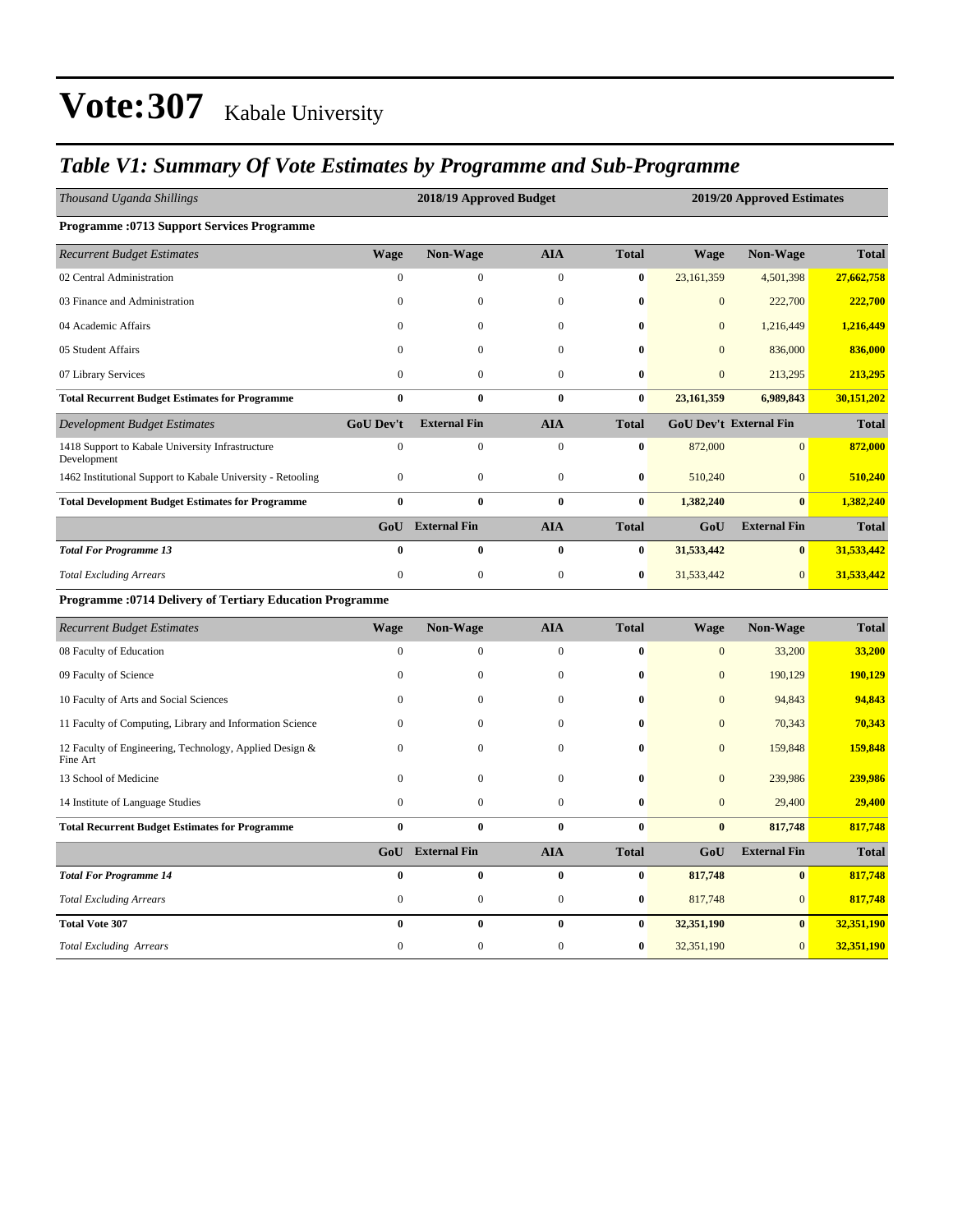# Vote:307 Kabale University

## *Table V1: Summary Of Vote Estimates by Programme and Sub-Programme*

| *Thousand Uganda Shillings* | 2018/19 Approved Budget | | | | 2019/20 Approved Estimates | | |
|---|---|---|---|---|---|---|---|
| **Programme :0713 Support Services Programme** | | | | | | | |
| *Recurrent Budget Estimates* | **Wage** | **Non-Wage** | **AIA** | **Total** | **Wage** | **Non-Wage** | **Total** |
| 02 Central Administration | 0 | 0 | 0 | **0** | 23,161,359 | 4,501,398 | **27,662,758** |
| 03 Finance and Administration | 0 | 0 | 0 | **0** | 0 | 222,700 | **222,700** |
| 04 Academic Affairs | 0 | 0 | 0 | **0** | 0 | 1,216,449 | **1,216,449** |
| 05 Student Affairs | 0 | 0 | 0 | **0** | 0 | 836,000 | **836,000** |
| 07 Library Services | 0 | 0 | 0 | **0** | 0 | 213,295 | **213,295** |
| **Total Recurrent Budget Estimates for Programme** | **0** | **0** | **0** | **0** | **23,161,359** | **6,989,843** | **30,151,202** |
| *Development Budget Estimates* | **GoU Dev't** | **External Fin** | **AIA** | **Total** | **GoU Dev't** | **External Fin** | **Total** |
| 1418 Support to Kabale University Infrastructure Development | 0 | 0 | 0 | **0** | 872,000 | 0 | **872,000** |
| 1462 Institutional Support to Kabale University - Retooling | 0 | 0 | 0 | **0** | 510,240 | 0 | **510,240** |
| **Total Development Budget Estimates for Programme** | **0** | **0** | **0** | **0** | **1,382,240** | **0** | **1,382,240** |
| | **GoU** | **External Fin** | **AIA** | **Total** | **GoU** | **External Fin** | **Total** |
| ***Total For Programme 13*** | **0** | **0** | **0** | **0** | **31,533,442** | **0** | **31,533,442** |
| *Total Excluding Arrears* | 0 | 0 | 0 | **0** | 31,533,442 | 0 | **31,533,442** |
| **Programme :0714 Delivery of Tertiary Education Programme** | | | | | | | |
| *Recurrent Budget Estimates* | **Wage** | **Non-Wage** | **AIA** | **Total** | **Wage** | **Non-Wage** | **Total** |
| 08 Faculty of Education | 0 | 0 | 0 | **0** | 0 | 33,200 | **33,200** |
| 09 Faculty of Science | 0 | 0 | 0 | **0** | 0 | 190,129 | **190,129** |
| 10 Faculty of Arts and Social Sciences | 0 | 0 | 0 | **0** | 0 | 94,843 | **94,843** |
| 11 Faculty of Computing, Library and Information Science | 0 | 0 | 0 | **0** | 0 | 70,343 | **70,343** |
| 12 Faculty of Engineering, Technology, Applied Design & Fine Art | 0 | 0 | 0 | **0** | 0 | 159,848 | **159,848** |
| 13 School of Medicine | 0 | 0 | 0 | **0** | 0 | 239,986 | **239,986** |
| 14 Institute of Language Studies | 0 | 0 | 0 | **0** | 0 | 29,400 | **29,400** |
| **Total Recurrent Budget Estimates for Programme** | **0** | **0** | **0** | **0** | **0** | **817,748** | **817,748** |
| | **GoU** | **External Fin** | **AIA** | **Total** | **GoU** | **External Fin** | **Total** |
| ***Total For Programme 14*** | **0** | **0** | **0** | **0** | **817,748** | **0** | **817,748** |
| *Total Excluding Arrears* | 0 | 0 | 0 | **0** | 817,748 | 0 | **817,748** |
| **Total Vote 307** | **0** | **0** | **0** | **0** | **32,351,190** | **0** | **32,351,190** |
| *Total Excluding Arrears* | 0 | 0 | 0 | **0** | 32,351,190 | 0 | **32,351,190** |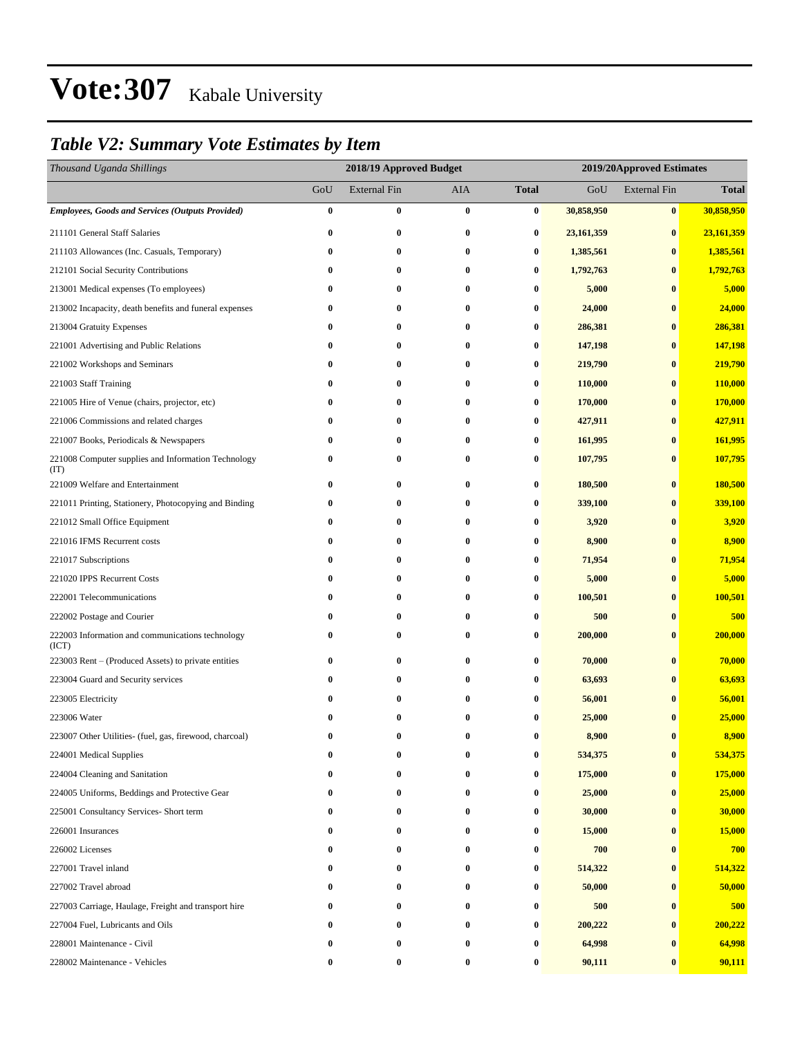# Vote:307 Kabale University

## *Table V2: Summary Vote Estimates by Item*

| *Thousand Uganda Shillings* | 2018/19 Approved Budget | | | | 2019/20Approved Estimates | | |
|---|---|---|---|---|---|---|---|
| | GoU | External Fin | AIA | **Total** | GoU | External Fin | **Total** |
| ***Employees, Goods and Services (Outputs Provided)*** | **0** | **0** | **0** | **0** | **30,858,950** | **0** | **30,858,950** |
| 211101 General Staff Salaries | **0** | **0** | **0** | **0** | **23,161,359** | **0** | **23,161,359** |
| 211103 Allowances (Inc. Casuals, Temporary) | **0** | **0** | **0** | **0** | **1,385,561** | **0** | **1,385,561** |
| 212101 Social Security Contributions | **0** | **0** | **0** | **0** | **1,792,763** | **0** | **1,792,763** |
| 213001 Medical expenses (To employees) | **0** | **0** | **0** | **0** | **5,000** | **0** | **5,000** |
| 213002 Incapacity, death benefits and funeral expenses | **0** | **0** | **0** | **0** | **24,000** | **0** | **24,000** |
| 213004 Gratuity Expenses | **0** | **0** | **0** | **0** | **286,381** | **0** | **286,381** |
| 221001 Advertising and Public Relations | **0** | **0** | **0** | **0** | **147,198** | **0** | **147,198** |
| 221002 Workshops and Seminars | **0** | **0** | **0** | **0** | **219,790** | **0** | **219,790** |
| 221003 Staff Training | **0** | **0** | **0** | **0** | **110,000** | **0** | **110,000** |
| 221005 Hire of Venue (chairs, projector, etc) | **0** | **0** | **0** | **0** | **170,000** | **0** | **170,000** |
| 221006 Commissions and related charges | **0** | **0** | **0** | **0** | **427,911** | **0** | **427,911** |
| 221007 Books, Periodicals & Newspapers | **0** | **0** | **0** | **0** | **161,995** | **0** | **161,995** |
| 221008 Computer supplies and Information Technology (IT) | **0** | **0** | **0** | **0** | **107,795** | **0** | **107,795** |
| 221009 Welfare and Entertainment | **0** | **0** | **0** | **0** | **180,500** | **0** | **180,500** |
| 221011 Printing, Stationery, Photocopying and Binding | **0** | **0** | **0** | **0** | **339,100** | **0** | **339,100** |
| 221012 Small Office Equipment | **0** | **0** | **0** | **0** | **3,920** | **0** | **3,920** |
| 221016 IFMS Recurrent costs | **0** | **0** | **0** | **0** | **8,900** | **0** | **8,900** |
| 221017 Subscriptions | **0** | **0** | **0** | **0** | **71,954** | **0** | **71,954** |
| 221020 IPPS Recurrent Costs | **0** | **0** | **0** | **0** | **5,000** | **0** | **5,000** |
| 222001 Telecommunications | **0** | **0** | **0** | **0** | **100,501** | **0** | **100,501** |
| 222002 Postage and Courier | **0** | **0** | **0** | **0** | **500** | **0** | **500** |
| 222003 Information and communications technology (ICT) | **0** | **0** | **0** | **0** | **200,000** | **0** | **200,000** |
| 223003 Rent – (Produced Assets) to private entities | **0** | **0** | **0** | **0** | **70,000** | **0** | **70,000** |
| 223004 Guard and Security services | **0** | **0** | **0** | **0** | **63,693** | **0** | **63,693** |
| 223005 Electricity | **0** | **0** | **0** | **0** | **56,001** | **0** | **56,001** |
| 223006 Water | **0** | **0** | **0** | **0** | **25,000** | **0** | **25,000** |
| 223007 Other Utilities- (fuel, gas, firewood, charcoal) | **0** | **0** | **0** | **0** | **8,900** | **0** | **8,900** |
| 224001 Medical Supplies | **0** | **0** | **0** | **0** | **534,375** | **0** | **534,375** |
| 224004 Cleaning and Sanitation | **0** | **0** | **0** | **0** | **175,000** | **0** | **175,000** |
| 224005 Uniforms, Beddings and Protective Gear | **0** | **0** | **0** | **0** | **25,000** | **0** | **25,000** |
| 225001 Consultancy Services- Short term | **0** | **0** | **0** | **0** | **30,000** | **0** | **30,000** |
| 226001 Insurances | **0** | **0** | **0** | **0** | **15,000** | **0** | **15,000** |
| 226002 Licenses | **0** | **0** | **0** | **0** | **700** | **0** | **700** |
| 227001 Travel inland | **0** | **0** | **0** | **0** | **514,322** | **0** | **514,322** |
| 227002 Travel abroad | **0** | **0** | **0** | **0** | **50,000** | **0** | **50,000** |
| 227003 Carriage, Haulage, Freight and transport hire | **0** | **0** | **0** | **0** | **500** | **0** | **500** |
| 227004 Fuel, Lubricants and Oils | **0** | **0** | **0** | **0** | **200,222** | **0** | **200,222** |
| 228001 Maintenance - Civil | **0** | **0** | **0** | **0** | **64,998** | **0** | **64,998** |
| 228002 Maintenance - Vehicles | **0** | **0** | **0** | **0** | **90,111** | **0** | **90,111** |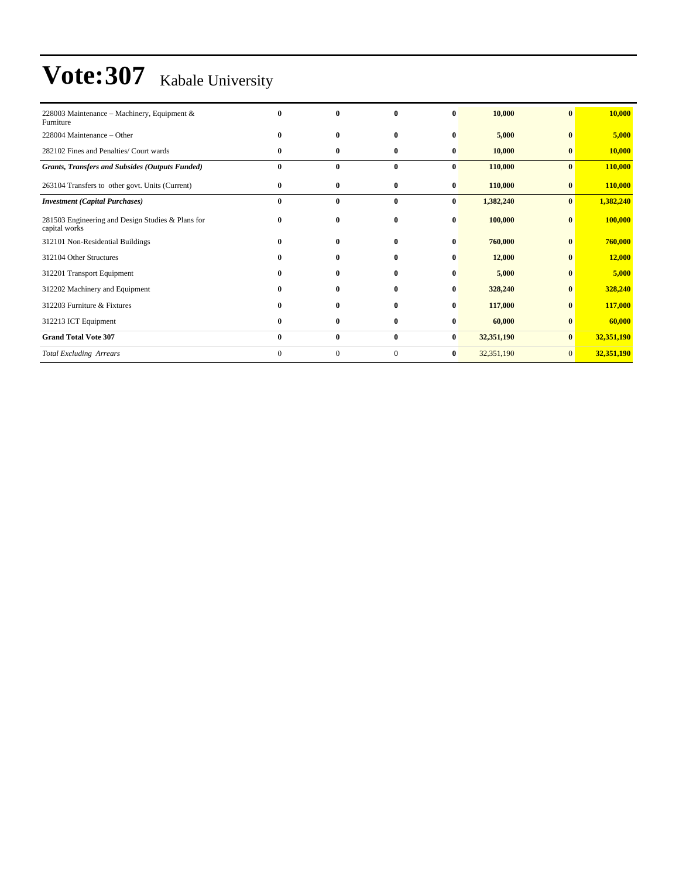# Vote:307 Kabale University

| | | | | | | | |
|---|---|---|---|---|---|---|---|
| 228003 Maintenance – Machinery, Equipment & Furniture | **0** | **0** | **0** | **0** | **10,000** | **0** | **10,000** |
| 228004 Maintenance – Other | **0** | **0** | **0** | **0** | **5,000** | **0** | **5,000** |
| 282102 Fines and Penalties/ Court wards | **0** | **0** | **0** | **0** | **10,000** | **0** | **10,000** |
| ***Grants, Transfers and Subsides (Outputs Funded)*** | **0** | **0** | **0** | **0** | **110,000** | **0** | **110,000** |
| 263104 Transfers to other govt. Units (Current) | **0** | **0** | **0** | **0** | **110,000** | **0** | **110,000** |
| ***Investment (Capital Purchases)*** | **0** | **0** | **0** | **0** | **1,382,240** | **0** | **1,382,240** |
| 281503 Engineering and Design Studies & Plans for capital works | **0** | **0** | **0** | **0** | **100,000** | **0** | **100,000** |
| 312101 Non-Residential Buildings | **0** | **0** | **0** | **0** | **760,000** | **0** | **760,000** |
| 312104 Other Structures | **0** | **0** | **0** | **0** | **12,000** | **0** | **12,000** |
| 312201 Transport Equipment | **0** | **0** | **0** | **0** | **5,000** | **0** | **5,000** |
| 312202 Machinery and Equipment | **0** | **0** | **0** | **0** | **328,240** | **0** | **328,240** |
| 312203 Furniture & Fixtures | **0** | **0** | **0** | **0** | **117,000** | **0** | **117,000** |
| 312213 ICT Equipment | **0** | **0** | **0** | **0** | **60,000** | **0** | **60,000** |
| **Grand Total Vote 307** | **0** | **0** | **0** | **0** | **32,351,190** | **0** | **32,351,190** |
| *Total Excluding Arrears* | 0 | 0 | 0 | **0** | 32,351,190 | 0 | **32,351,190** |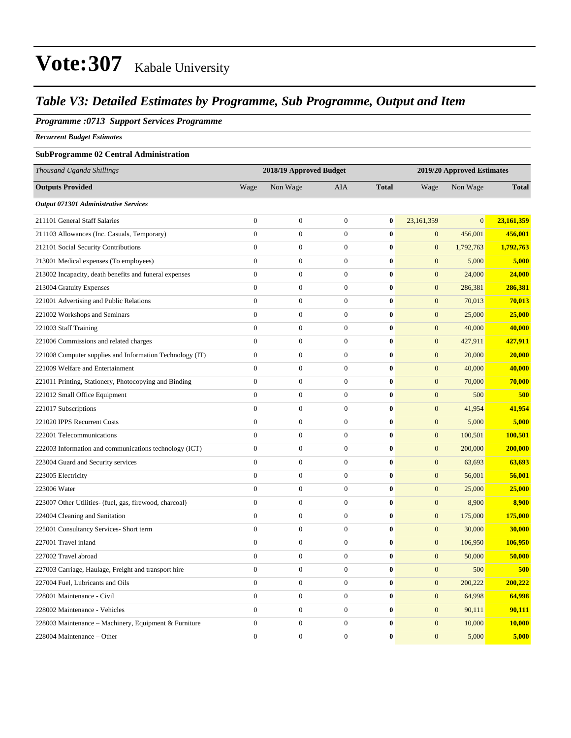# Vote:307 Kabale University

## *Table V3: Detailed Estimates by Programme, Sub Programme, Output and Item*

### *Programme :0713 Support Services Programme*

***Recurrent Budget Estimates***

**SubProgramme 02 Central Administration**

| *Thousand Uganda Shillings* | 2018/19 Approved Budget | | | | 2019/20 Approved Estimates | | |
|---|---|---|---|---|---|---|---|
| **Outputs Provided** | Wage | Non Wage | AIA | **Total** | Wage | Non Wage | **Total** |
| ***Output 071301 Administrative Services*** | | | | | | | |
| 211101 General Staff Salaries | 0 | 0 | 0 | **0** | 23,161,359 | 0 | **23,161,359** |
| 211103 Allowances (Inc. Casuals, Temporary) | 0 | 0 | 0 | **0** | 0 | 456,001 | **456,001** |
| 212101 Social Security Contributions | 0 | 0 | 0 | **0** | 0 | 1,792,763 | **1,792,763** |
| 213001 Medical expenses (To employees) | 0 | 0 | 0 | **0** | 0 | 5,000 | **5,000** |
| 213002 Incapacity, death benefits and funeral expenses | 0 | 0 | 0 | **0** | 0 | 24,000 | **24,000** |
| 213004 Gratuity Expenses | 0 | 0 | 0 | **0** | 0 | 286,381 | **286,381** |
| 221001 Advertising and Public Relations | 0 | 0 | 0 | **0** | 0 | 70,013 | **70,013** |
| 221002 Workshops and Seminars | 0 | 0 | 0 | **0** | 0 | 25,000 | **25,000** |
| 221003 Staff Training | 0 | 0 | 0 | **0** | 0 | 40,000 | **40,000** |
| 221006 Commissions and related charges | 0 | 0 | 0 | **0** | 0 | 427,911 | **427,911** |
| 221008 Computer supplies and Information Technology (IT) | 0 | 0 | 0 | **0** | 0 | 20,000 | **20,000** |
| 221009 Welfare and Entertainment | 0 | 0 | 0 | **0** | 0 | 40,000 | **40,000** |
| 221011 Printing, Stationery, Photocopying and Binding | 0 | 0 | 0 | **0** | 0 | 70,000 | **70,000** |
| 221012 Small Office Equipment | 0 | 0 | 0 | **0** | 0 | 500 | **500** |
| 221017 Subscriptions | 0 | 0 | 0 | **0** | 0 | 41,954 | **41,954** |
| 221020 IPPS Recurrent Costs | 0 | 0 | 0 | **0** | 0 | 5,000 | **5,000** |
| 222001 Telecommunications | 0 | 0 | 0 | **0** | 0 | 100,501 | **100,501** |
| 222003 Information and communications technology (ICT) | 0 | 0 | 0 | **0** | 0 | 200,000 | **200,000** |
| 223004 Guard and Security services | 0 | 0 | 0 | **0** | 0 | 63,693 | **63,693** |
| 223005 Electricity | 0 | 0 | 0 | **0** | 0 | 56,001 | **56,001** |
| 223006 Water | 0 | 0 | 0 | **0** | 0 | 25,000 | **25,000** |
| 223007 Other Utilities- (fuel, gas, firewood, charcoal) | 0 | 0 | 0 | **0** | 0 | 8,900 | **8,900** |
| 224004 Cleaning and Sanitation | 0 | 0 | 0 | **0** | 0 | 175,000 | **175,000** |
| 225001 Consultancy Services- Short term | 0 | 0 | 0 | **0** | 0 | 30,000 | **30,000** |
| 227001 Travel inland | 0 | 0 | 0 | **0** | 0 | 106,950 | **106,950** |
| 227002 Travel abroad | 0 | 0 | 0 | **0** | 0 | 50,000 | **50,000** |
| 227003 Carriage, Haulage, Freight and transport hire | 0 | 0 | 0 | **0** | 0 | 500 | **500** |
| 227004 Fuel, Lubricants and Oils | 0 | 0 | 0 | **0** | 0 | 200,222 | **200,222** |
| 228001 Maintenance - Civil | 0 | 0 | 0 | **0** | 0 | 64,998 | **64,998** |
| 228002 Maintenance - Vehicles | 0 | 0 | 0 | **0** | 0 | 90,111 | **90,111** |
| 228003 Maintenance – Machinery, Equipment & Furniture | 0 | 0 | 0 | **0** | 0 | 10,000 | **10,000** |
| 228004 Maintenance – Other | 0 | 0 | 0 | **0** | 0 | 5,000 | **5,000** |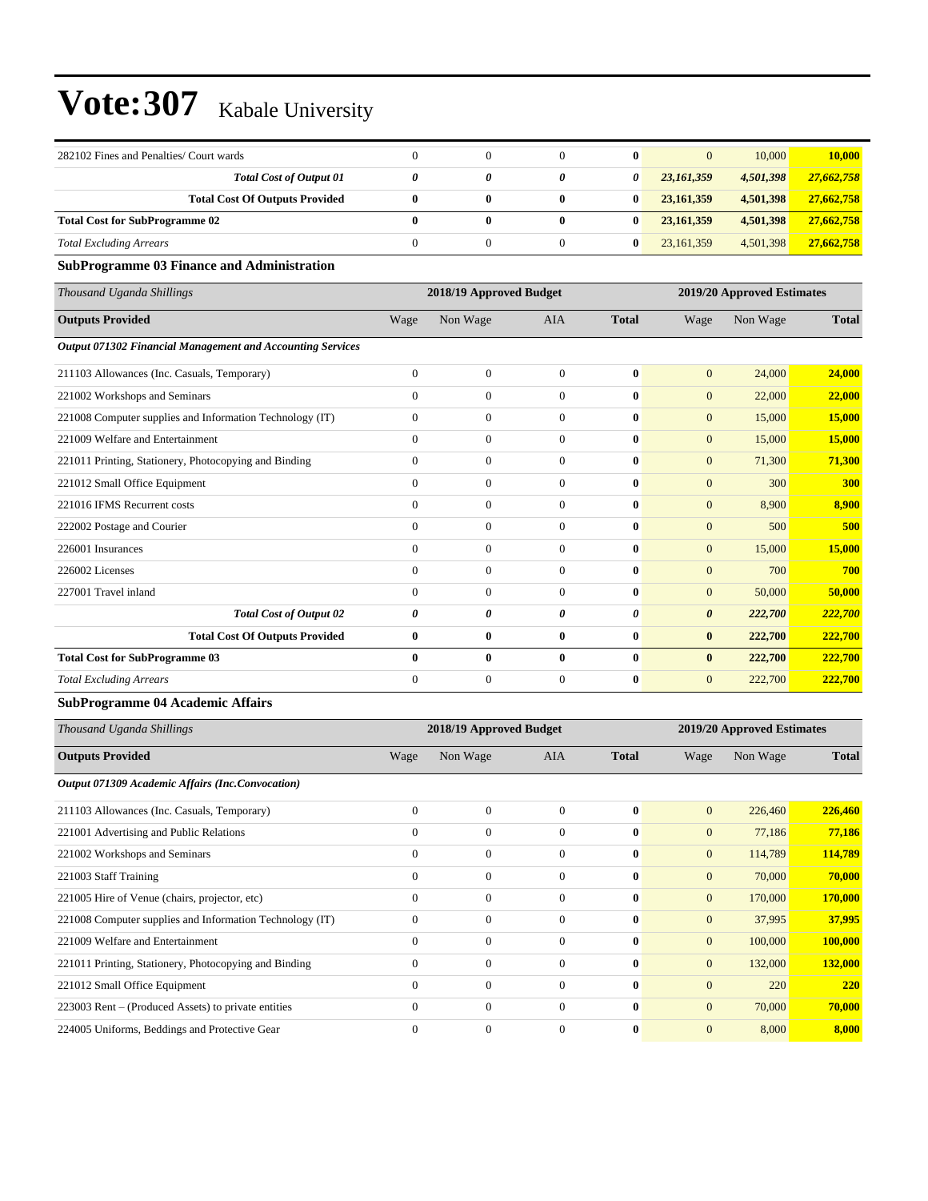# Vote:307 Kabale University

| | | | | | | | |
|---|---|---|---|---|---|---|---|
| 282102 Fines and Penalties/ Court wards | 0 | 0 | 0 | **0** | 0 | 10,000 | **10,000** |
| ***Total Cost of Output 01*** | ***0*** | ***0*** | ***0*** | ***0*** | ***23,161,359*** | ***4,501,398*** | ***27,662,758*** |
| **Total Cost Of Outputs Provided** | **0** | **0** | **0** | **0** | **23,161,359** | **4,501,398** | **27,662,758** |
| **Total Cost for SubProgramme 02** | **0** | **0** | **0** | **0** | **23,161,359** | **4,501,398** | **27,662,758** |
| *Total Excluding Arrears* | 0 | 0 | 0 | **0** | 23,161,359 | 4,501,398 | **27,662,758** |

### SubProgramme 03 Finance and Administration

| *Thousand Uganda Shillings* | 2018/19 Approved Budget | | | | 2019/20 Approved Estimates | | |
|---|---|---|---|---|---|---|---|
| **Outputs Provided** | Wage | Non Wage | AIA | **Total** | Wage | Non Wage | **Total** |
| ***Output 071302 Financial Management and Accounting Services*** | | | | | | | |
| 211103 Allowances (Inc. Casuals, Temporary) | 0 | 0 | 0 | **0** | 0 | 24,000 | **24,000** |
| 221002 Workshops and Seminars | 0 | 0 | 0 | **0** | 0 | 22,000 | **22,000** |
| 221008 Computer supplies and Information Technology (IT) | 0 | 0 | 0 | **0** | 0 | 15,000 | **15,000** |
| 221009 Welfare and Entertainment | 0 | 0 | 0 | **0** | 0 | 15,000 | **15,000** |
| 221011 Printing, Stationery, Photocopying and Binding | 0 | 0 | 0 | **0** | 0 | 71,300 | **71,300** |
| 221012 Small Office Equipment | 0 | 0 | 0 | **0** | 0 | 300 | **300** |
| 221016 IFMS Recurrent costs | 0 | 0 | 0 | **0** | 0 | 8,900 | **8,900** |
| 222002 Postage and Courier | 0 | 0 | 0 | **0** | 0 | 500 | **500** |
| 226001 Insurances | 0 | 0 | 0 | **0** | 0 | 15,000 | **15,000** |
| 226002 Licenses | 0 | 0 | 0 | **0** | 0 | 700 | **700** |
| 227001 Travel inland | 0 | 0 | 0 | **0** | 0 | 50,000 | **50,000** |
| ***Total Cost of Output 02*** | ***0*** | ***0*** | ***0*** | ***0*** | ***0*** | ***222,700*** | ***222,700*** |
| **Total Cost Of Outputs Provided** | **0** | **0** | **0** | **0** | **0** | **222,700** | **222,700** |
| **Total Cost for SubProgramme 03** | **0** | **0** | **0** | **0** | **0** | **222,700** | **222,700** |
| *Total Excluding Arrears* | 0 | 0 | 0 | **0** | 0 | 222,700 | **222,700** |

### SubProgramme 04 Academic Affairs

| *Thousand Uganda Shillings* | 2018/19 Approved Budget | | | | 2019/20 Approved Estimates | | |
|---|---|---|---|---|---|---|---|
| **Outputs Provided** | Wage | Non Wage | AIA | **Total** | Wage | Non Wage | **Total** |
| ***Output 071309 Academic Affairs (Inc.Convocation)*** | | | | | | | |
| 211103 Allowances (Inc. Casuals, Temporary) | 0 | 0 | 0 | **0** | 0 | 226,460 | **226,460** |
| 221001 Advertising and Public Relations | 0 | 0 | 0 | **0** | 0 | 77,186 | **77,186** |
| 221002 Workshops and Seminars | 0 | 0 | 0 | **0** | 0 | 114,789 | **114,789** |
| 221003 Staff Training | 0 | 0 | 0 | **0** | 0 | 70,000 | **70,000** |
| 221005 Hire of Venue (chairs, projector, etc) | 0 | 0 | 0 | **0** | 0 | 170,000 | **170,000** |
| 221008 Computer supplies and Information Technology (IT) | 0 | 0 | 0 | **0** | 0 | 37,995 | **37,995** |
| 221009 Welfare and Entertainment | 0 | 0 | 0 | **0** | 0 | 100,000 | **100,000** |
| 221011 Printing, Stationery, Photocopying and Binding | 0 | 0 | 0 | **0** | 0 | 132,000 | **132,000** |
| 221012 Small Office Equipment | 0 | 0 | 0 | **0** | 0 | 220 | **220** |
| 223003 Rent – (Produced Assets) to private entities | 0 | 0 | 0 | **0** | 0 | 70,000 | **70,000** |
| 224005 Uniforms, Beddings and Protective Gear | 0 | 0 | 0 | **0** | 0 | 8,000 | **8,000** |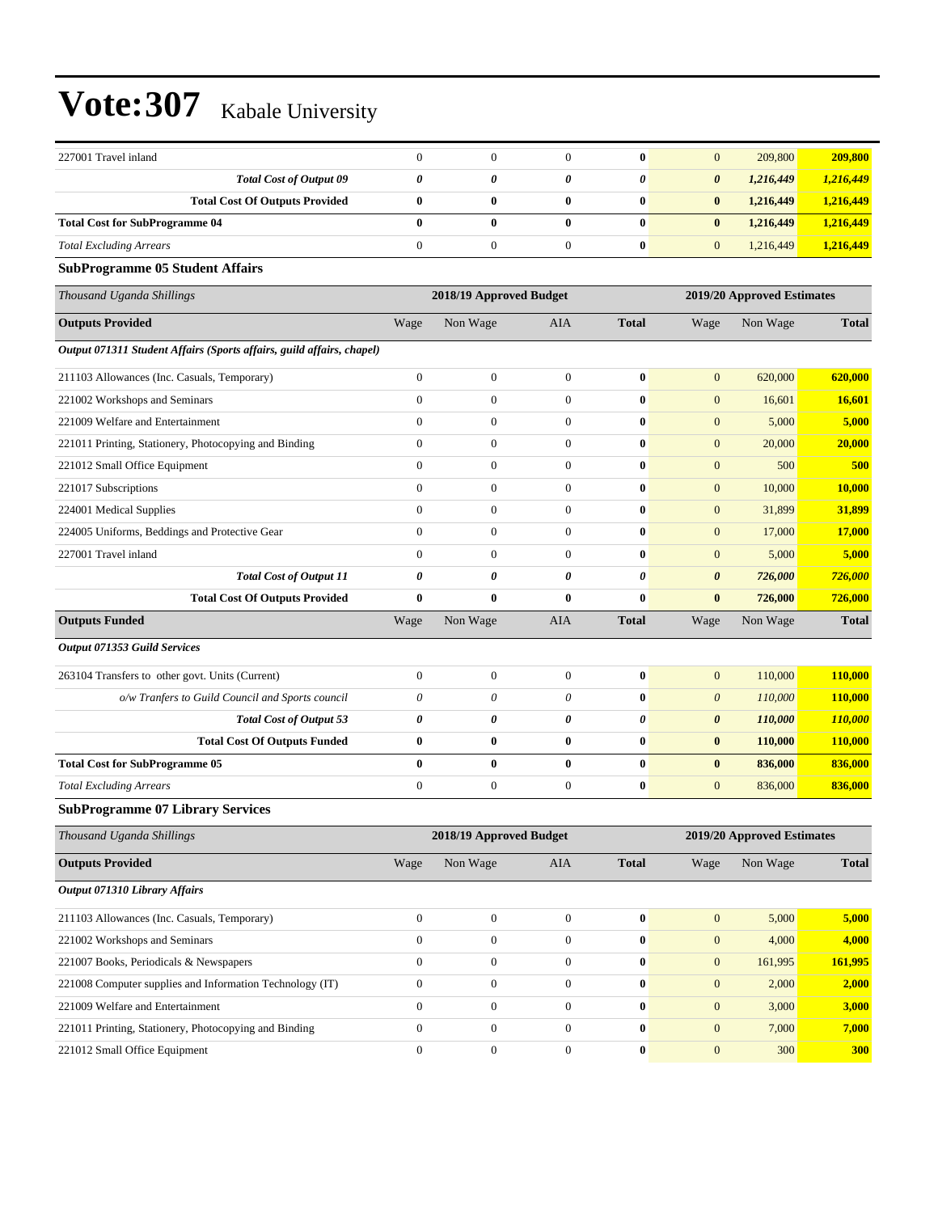# Vote:307 Kabale University

| | | | | | | | |
|---|---|---|---|---|---|---|---|
| 227001 Travel inland | 0 | 0 | 0 | **0** | 0 | 209,800 | **209,800** |
| ***Total Cost of Output 09*** | ***0*** | ***0*** | ***0*** | ***0*** | ***0*** | ***1,216,449*** | ***1,216,449*** |
| **Total Cost Of Outputs Provided** | **0** | **0** | **0** | **0** | **0** | **1,216,449** | **1,216,449** |
| **Total Cost for SubProgramme 04** | **0** | **0** | **0** | **0** | **0** | **1,216,449** | **1,216,449** |
| *Total Excluding Arrears* | 0 | 0 | 0 | **0** | 0 | 1,216,449 | **1,216,449** |

### SubProgramme 05 Student Affairs

| *Thousand Uganda Shillings* | 2018/19 Approved Budget | | | | 2019/20 Approved Estimates | | |
|---|---|---|---|---|---|---|---|
| **Outputs Provided** | Wage | Non Wage | AIA | **Total** | Wage | Non Wage | **Total** |
| ***Output 071311 Student Affairs (Sports affairs, guild affairs, chapel)*** | | | | | | | |
| 211103 Allowances (Inc. Casuals, Temporary) | 0 | 0 | 0 | **0** | 0 | 620,000 | **620,000** |
| 221002 Workshops and Seminars | 0 | 0 | 0 | **0** | 0 | 16,601 | **16,601** |
| 221009 Welfare and Entertainment | 0 | 0 | 0 | **0** | 0 | 5,000 | **5,000** |
| 221011 Printing, Stationery, Photocopying and Binding | 0 | 0 | 0 | **0** | 0 | 20,000 | **20,000** |
| 221012 Small Office Equipment | 0 | 0 | 0 | **0** | 0 | 500 | **500** |
| 221017 Subscriptions | 0 | 0 | 0 | **0** | 0 | 10,000 | **10,000** |
| 224001 Medical Supplies | 0 | 0 | 0 | **0** | 0 | 31,899 | **31,899** |
| 224005 Uniforms, Beddings and Protective Gear | 0 | 0 | 0 | **0** | 0 | 17,000 | **17,000** |
| 227001 Travel inland | 0 | 0 | 0 | **0** | 0 | 5,000 | **5,000** |
| ***Total Cost of Output 11*** | ***0*** | ***0*** | ***0*** | ***0*** | ***0*** | ***726,000*** | ***726,000*** |
| **Total Cost Of Outputs Provided** | **0** | **0** | **0** | **0** | **0** | **726,000** | **726,000** |
| **Outputs Funded** | Wage | Non Wage | AIA | **Total** | Wage | Non Wage | **Total** |
| ***Output 071353 Guild Services*** | | | | | | | |
| 263104 Transfers to other govt. Units (Current) | 0 | 0 | 0 | **0** | 0 | 110,000 | **110,000** |
| *o/w Tranfers to Guild Council and Sports council* | *0* | *0* | *0* | **0** | *0* | *110,000* | **110,000** |
| ***Total Cost of Output 53*** | ***0*** | ***0*** | ***0*** | ***0*** | ***0*** | ***110,000*** | ***110,000*** |
| **Total Cost Of Outputs Funded** | **0** | **0** | **0** | **0** | **0** | **110,000** | **110,000** |
| **Total Cost for SubProgramme 05** | **0** | **0** | **0** | **0** | **0** | **836,000** | **836,000** |
| *Total Excluding Arrears* | 0 | 0 | 0 | **0** | 0 | 836,000 | **836,000** |

### SubProgramme 07 Library Services

| *Thousand Uganda Shillings* | 2018/19 Approved Budget | | | | 2019/20 Approved Estimates | | |
|---|---|---|---|---|---|---|---|
| **Outputs Provided** | Wage | Non Wage | AIA | **Total** | Wage | Non Wage | **Total** |
| ***Output 071310 Library Affairs*** | | | | | | | |
| 211103 Allowances (Inc. Casuals, Temporary) | 0 | 0 | 0 | **0** | 0 | 5,000 | **5,000** |
| 221002 Workshops and Seminars | 0 | 0 | 0 | **0** | 0 | 4,000 | **4,000** |
| 221007 Books, Periodicals & Newspapers | 0 | 0 | 0 | **0** | 0 | 161,995 | **161,995** |
| 221008 Computer supplies and Information Technology (IT) | 0 | 0 | 0 | **0** | 0 | 2,000 | **2,000** |
| 221009 Welfare and Entertainment | 0 | 0 | 0 | **0** | 0 | 3,000 | **3,000** |
| 221011 Printing, Stationery, Photocopying and Binding | 0 | 0 | 0 | **0** | 0 | 7,000 | **7,000** |
| 221012 Small Office Equipment | 0 | 0 | 0 | **0** | 0 | 300 | **300** |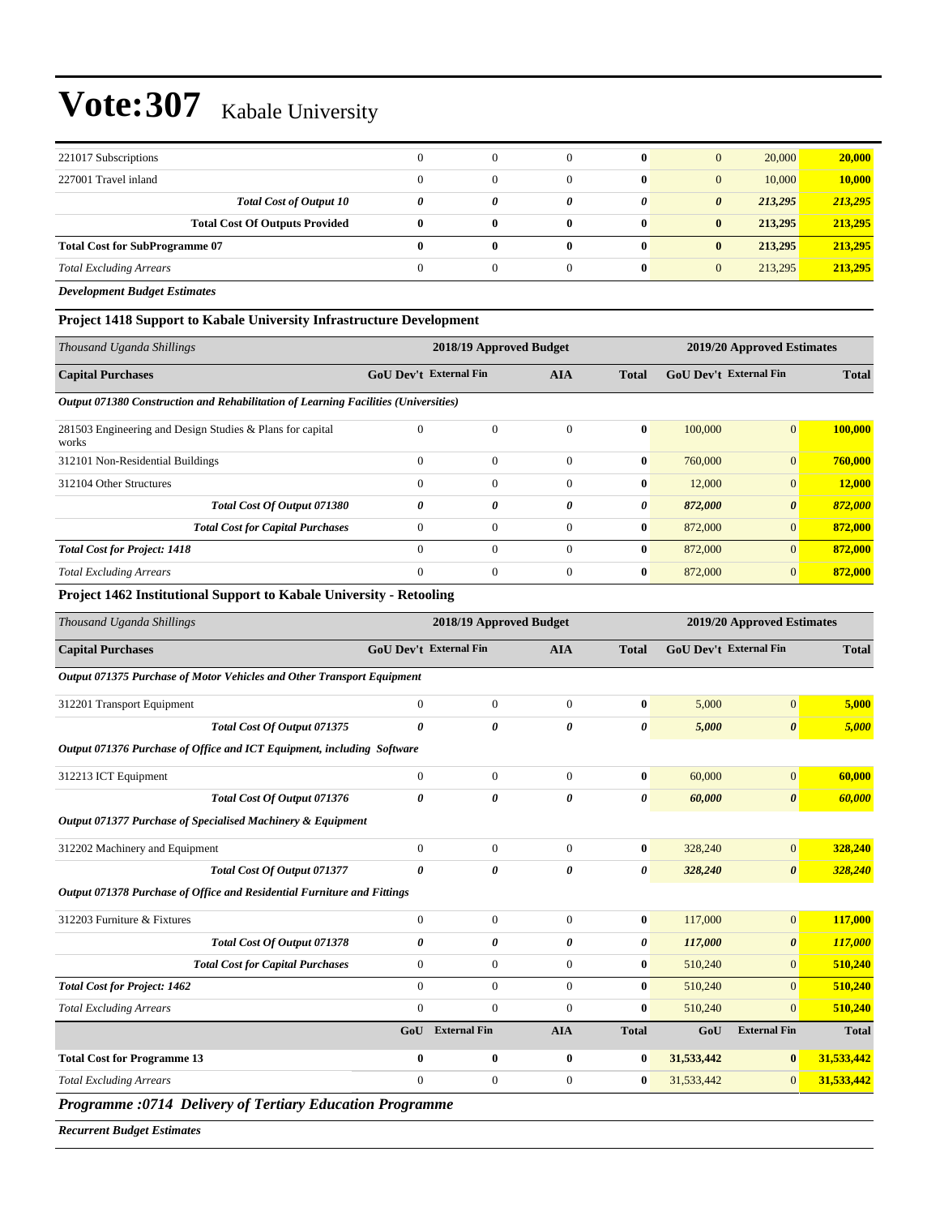# Vote:307 Kabale University

| | | | | | | | |
|---|---|---|---|---|---|---|---|
| 221017 Subscriptions | 0 | 0 | 0 | **0** | 0 | 20,000 | **20,000** |
| 227001 Travel inland | 0 | 0 | 0 | **0** | 0 | 10,000 | **10,000** |
| ***Total Cost of Output 10*** | ***0*** | ***0*** | ***0*** | ***0*** | ***0*** | ***213,295*** | ***213,295*** |
| **Total Cost Of Outputs Provided** | **0** | **0** | **0** | **0** | **0** | **213,295** | **213,295** |
| **Total Cost for SubProgramme 07** | **0** | **0** | **0** | **0** | **0** | **213,295** | **213,295** |
| *Total Excluding Arrears* | 0 | 0 | 0 | **0** | 0 | 213,295 | **213,295** |

***Development Budget Estimates***

### Project 1418 Support to Kabale University Infrastructure Development

| *Thousand Uganda Shillings* | 2018/19 Approved Budget | | | | 2019/20 Approved Estimates | | |
|---|---|---|---|---|---|---|---|
| **Capital Purchases** | **GoU Dev't** | **External Fin** | **AIA** | **Total** | **GoU Dev't** | **External Fin** | **Total** |
| ***Output 071380 Construction and Rehabilitation of Learning Facilities (Universities)*** | | | | | | | |
| 281503 Engineering and Design Studies & Plans for capital works | 0 | 0 | 0 | **0** | 100,000 | 0 | **100,000** |
| 312101 Non-Residential Buildings | 0 | 0 | 0 | **0** | 760,000 | 0 | **760,000** |
| 312104 Other Structures | 0 | 0 | 0 | **0** | 12,000 | 0 | **12,000** |
| ***Total Cost Of Output 071380*** | ***0*** | ***0*** | ***0*** | ***0*** | ***872,000*** | ***0*** | ***872,000*** |
| ***Total Cost for Capital Purchases*** | 0 | 0 | 0 | **0** | 872,000 | 0 | **872,000** |
| ***Total Cost for Project: 1418*** | 0 | 0 | 0 | **0** | 872,000 | 0 | **872,000** |
| *Total Excluding Arrears* | 0 | 0 | 0 | **0** | 872,000 | 0 | **872,000** |

### Project 1462 Institutional Support to Kabale University - Retooling

| *Thousand Uganda Shillings* | 2018/19 Approved Budget | | | | 2019/20 Approved Estimates | | |
|---|---|---|---|---|---|---|---|
| **Capital Purchases** | **GoU Dev't** | **External Fin** | **AIA** | **Total** | **GoU Dev't** | **External Fin** | **Total** |
| ***Output 071375 Purchase of Motor Vehicles and Other Transport Equipment*** | | | | | | | |
| 312201 Transport Equipment | 0 | 0 | 0 | **0** | 5,000 | 0 | **5,000** |
| ***Total Cost Of Output 071375*** | ***0*** | ***0*** | ***0*** | ***0*** | ***5,000*** | ***0*** | ***5,000*** |
| ***Output 071376 Purchase of Office and ICT Equipment, including Software*** | | | | | | | |
| 312213 ICT Equipment | 0 | 0 | 0 | **0** | 60,000 | 0 | **60,000** |
| ***Total Cost Of Output 071376*** | ***0*** | ***0*** | ***0*** | ***0*** | ***60,000*** | ***0*** | ***60,000*** |
| ***Output 071377 Purchase of Specialised Machinery & Equipment*** | | | | | | | |
| 312202 Machinery and Equipment | 0 | 0 | 0 | **0** | 328,240 | 0 | **328,240** |
| ***Total Cost Of Output 071377*** | ***0*** | ***0*** | ***0*** | ***0*** | ***328,240*** | ***0*** | ***328,240*** |
| ***Output 071378 Purchase of Office and Residential Furniture and Fittings*** | | | | | | | |
| 312203 Furniture & Fixtures | 0 | 0 | 0 | **0** | 117,000 | 0 | **117,000** |
| ***Total Cost Of Output 071378*** | ***0*** | ***0*** | ***0*** | ***0*** | ***117,000*** | ***0*** | ***117,000*** |
| ***Total Cost for Capital Purchases*** | 0 | 0 | 0 | **0** | 510,240 | 0 | **510,240** |
| ***Total Cost for Project: 1462*** | 0 | 0 | 0 | **0** | 510,240 | 0 | **510,240** |
| *Total Excluding Arrears* | 0 | 0 | 0 | **0** | 510,240 | 0 | **510,240** |
| | **GoU** | **External Fin** | **AIA** | **Total** | **GoU** | **External Fin** | **Total** |
| **Total Cost for Programme 13** | **0** | **0** | **0** | **0** | **31,533,442** | **0** | **31,533,442** |
| *Total Excluding Arrears* | 0 | 0 | 0 | **0** | 31,533,442 | 0 | **31,533,442** |

### *Programme :0714 Delivery of Tertiary Education Programme*

***Recurrent Budget Estimates***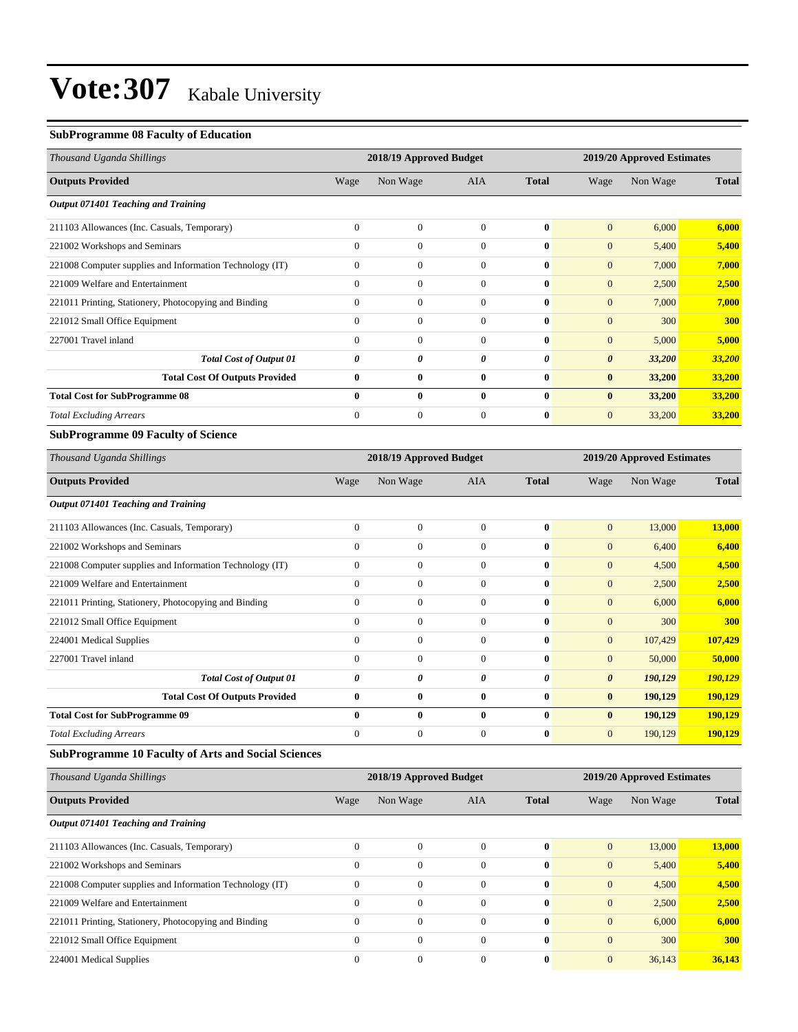# Vote:307 Kabale University

### SubProgramme 08 Faculty of Education

| *Thousand Uganda Shillings* | 2018/19 Approved Budget | | | | 2019/20 Approved Estimates | | |
|---|---|---|---|---|---|---|---|
| **Outputs Provided** | Wage | Non Wage | AIA | **Total** | Wage | Non Wage | **Total** |
| ***Output 071401 Teaching and Training*** | | | | | | | |
| 211103 Allowances (Inc. Casuals, Temporary) | 0 | 0 | 0 | **0** | 0 | 6,000 | **6,000** |
| 221002 Workshops and Seminars | 0 | 0 | 0 | **0** | 0 | 5,400 | **5,400** |
| 221008 Computer supplies and Information Technology (IT) | 0 | 0 | 0 | **0** | 0 | 7,000 | **7,000** |
| 221009 Welfare and Entertainment | 0 | 0 | 0 | **0** | 0 | 2,500 | **2,500** |
| 221011 Printing, Stationery, Photocopying and Binding | 0 | 0 | 0 | **0** | 0 | 7,000 | **7,000** |
| 221012 Small Office Equipment | 0 | 0 | 0 | **0** | 0 | 300 | **300** |
| 227001 Travel inland | 0 | 0 | 0 | **0** | 0 | 5,000 | **5,000** |
| ***Total Cost of Output 01*** | ***0*** | ***0*** | ***0*** | ***0*** | ***0*** | ***33,200*** | ***33,200*** |
| **Total Cost Of Outputs Provided** | **0** | **0** | **0** | **0** | **0** | **33,200** | **33,200** |
| **Total Cost for SubProgramme 08** | **0** | **0** | **0** | **0** | **0** | **33,200** | **33,200** |
| *Total Excluding Arrears* | 0 | 0 | 0 | **0** | 0 | 33,200 | **33,200** |

### SubProgramme 09 Faculty of Science

| *Thousand Uganda Shillings* | 2018/19 Approved Budget | | | | 2019/20 Approved Estimates | | |
|---|---|---|---|---|---|---|---|
| **Outputs Provided** | Wage | Non Wage | AIA | **Total** | Wage | Non Wage | **Total** |
| ***Output 071401 Teaching and Training*** | | | | | | | |
| 211103 Allowances (Inc. Casuals, Temporary) | 0 | 0 | 0 | **0** | 0 | 13,000 | **13,000** |
| 221002 Workshops and Seminars | 0 | 0 | 0 | **0** | 0 | 6,400 | **6,400** |
| 221008 Computer supplies and Information Technology (IT) | 0 | 0 | 0 | **0** | 0 | 4,500 | **4,500** |
| 221009 Welfare and Entertainment | 0 | 0 | 0 | **0** | 0 | 2,500 | **2,500** |
| 221011 Printing, Stationery, Photocopying and Binding | 0 | 0 | 0 | **0** | 0 | 6,000 | **6,000** |
| 221012 Small Office Equipment | 0 | 0 | 0 | **0** | 0 | 300 | **300** |
| 224001 Medical Supplies | 0 | 0 | 0 | **0** | 0 | 107,429 | **107,429** |
| 227001 Travel inland | 0 | 0 | 0 | **0** | 0 | 50,000 | **50,000** |
| ***Total Cost of Output 01*** | ***0*** | ***0*** | ***0*** | ***0*** | ***0*** | ***190,129*** | ***190,129*** |
| **Total Cost Of Outputs Provided** | **0** | **0** | **0** | **0** | **0** | **190,129** | **190,129** |
| **Total Cost for SubProgramme 09** | **0** | **0** | **0** | **0** | **0** | **190,129** | **190,129** |
| *Total Excluding Arrears* | 0 | 0 | 0 | **0** | 0 | 190,129 | **190,129** |

### SubProgramme 10 Faculty of Arts and Social Sciences

| *Thousand Uganda Shillings* | 2018/19 Approved Budget | | | | 2019/20 Approved Estimates | | |
|---|---|---|---|---|---|---|---|
| **Outputs Provided** | Wage | Non Wage | AIA | **Total** | Wage | Non Wage | **Total** |
| ***Output 071401 Teaching and Training*** | | | | | | | |
| 211103 Allowances (Inc. Casuals, Temporary) | 0 | 0 | 0 | **0** | 0 | 13,000 | **13,000** |
| 221002 Workshops and Seminars | 0 | 0 | 0 | **0** | 0 | 5,400 | **5,400** |
| 221008 Computer supplies and Information Technology (IT) | 0 | 0 | 0 | **0** | 0 | 4,500 | **4,500** |
| 221009 Welfare and Entertainment | 0 | 0 | 0 | **0** | 0 | 2,500 | **2,500** |
| 221011 Printing, Stationery, Photocopying and Binding | 0 | 0 | 0 | **0** | 0 | 6,000 | **6,000** |
| 221012 Small Office Equipment | 0 | 0 | 0 | **0** | 0 | 300 | **300** |
| 224001 Medical Supplies | 0 | 0 | 0 | **0** | 0 | 36,143 | **36,143** |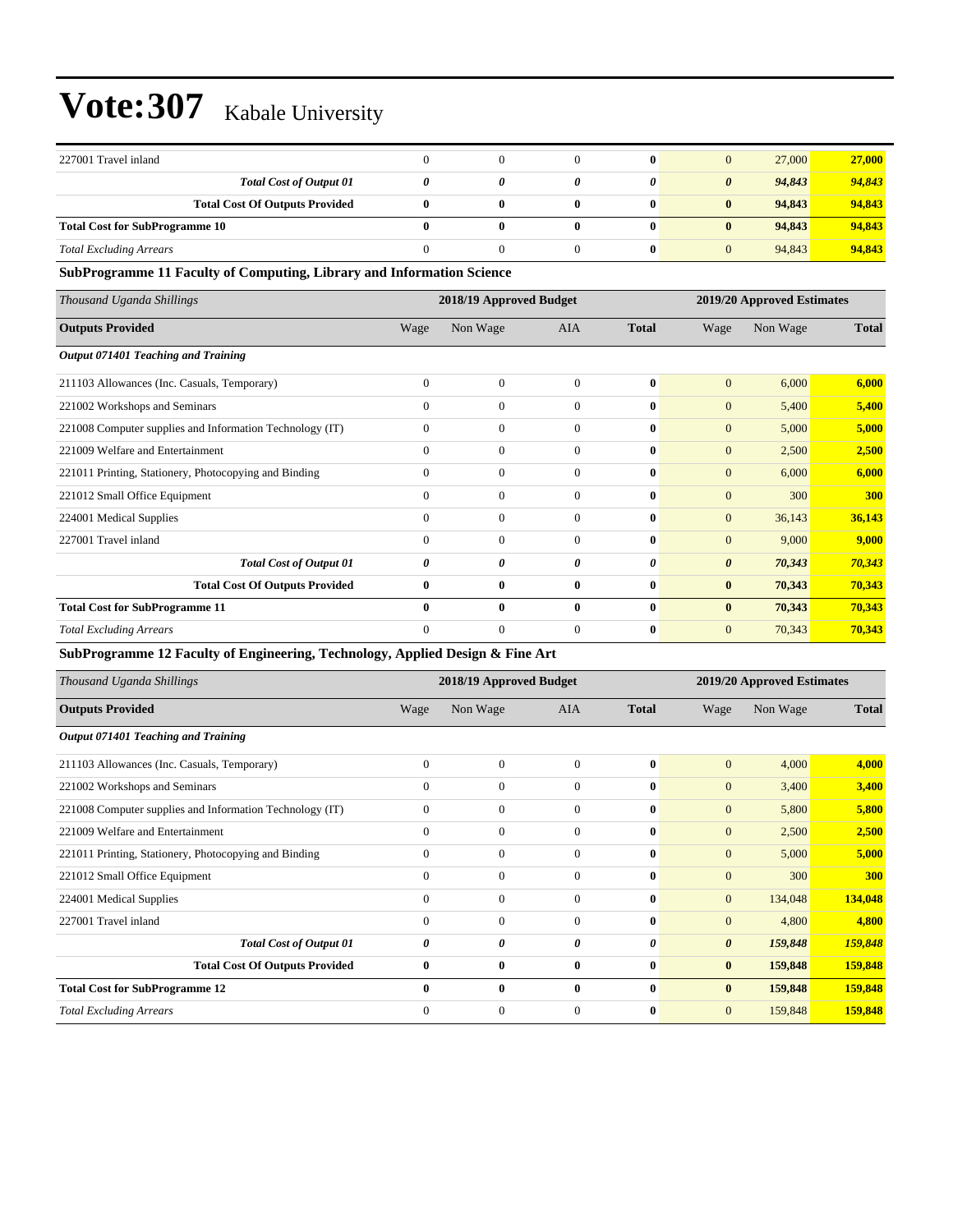| | | | | | | | |
|---|---|---|---|---|---|---|---|
| 227001 Travel inland | 0 | 0 | 0 | **0** | 0 | 27,000 | **27,000** |
| ***Total Cost of Output 01*** | ***0*** | ***0*** | ***0*** | ***0*** | ***0*** | ***94,843*** | ***94,843*** |
| **Total Cost Of Outputs Provided** | **0** | **0** | **0** | **0** | **0** | **94,843** | **94,843** |
| **Total Cost for SubProgramme 10** | **0** | **0** | **0** | **0** | **0** | **94,843** | **94,843** |
| *Total Excluding Arrears* | 0 | 0 | 0 | **0** | 0 | 94,843 | **94,843** |

**SubProgramme 11 Faculty of Computing, Library and Information Science**

| *Thousand Uganda Shillings* | 2018/19 Approved Budget | | | | 2019/20 Approved Estimates | | |
|---|---|---|---|---|---|---|---|
| **Outputs Provided** | Wage | Non Wage | AIA | **Total** | Wage | Non Wage | **Total** |
| ***Output 071401 Teaching and Training*** | | | | | | | |
| 211103 Allowances (Inc. Casuals, Temporary) | 0 | 0 | 0 | **0** | 0 | 6,000 | **6,000** |
| 221002 Workshops and Seminars | 0 | 0 | 0 | **0** | 0 | 5,400 | **5,400** |
| 221008 Computer supplies and Information Technology (IT) | 0 | 0 | 0 | **0** | 0 | 5,000 | **5,000** |
| 221009 Welfare and Entertainment | 0 | 0 | 0 | **0** | 0 | 2,500 | **2,500** |
| 221011 Printing, Stationery, Photocopying and Binding | 0 | 0 | 0 | **0** | 0 | 6,000 | **6,000** |
| 221012 Small Office Equipment | 0 | 0 | 0 | **0** | 0 | 300 | **300** |
| 224001 Medical Supplies | 0 | 0 | 0 | **0** | 0 | 36,143 | **36,143** |
| 227001 Travel inland | 0 | 0 | 0 | **0** | 0 | 9,000 | **9,000** |
| ***Total Cost of Output 01*** | ***0*** | ***0*** | ***0*** | ***0*** | ***0*** | ***70,343*** | ***70,343*** |
| **Total Cost Of Outputs Provided** | **0** | **0** | **0** | **0** | **0** | **70,343** | **70,343** |
| **Total Cost for SubProgramme 11** | **0** | **0** | **0** | **0** | **0** | **70,343** | **70,343** |
| *Total Excluding Arrears* | 0 | 0 | 0 | **0** | 0 | 70,343 | **70,343** |

**SubProgramme 12 Faculty of Engineering, Technology, Applied Design & Fine Art**

| *Thousand Uganda Shillings* | 2018/19 Approved Budget | | | | 2019/20 Approved Estimates | | |
|---|---|---|---|---|---|---|---|
| **Outputs Provided** | Wage | Non Wage | AIA | **Total** | Wage | Non Wage | **Total** |
| ***Output 071401 Teaching and Training*** | | | | | | | |
| 211103 Allowances (Inc. Casuals, Temporary) | 0 | 0 | 0 | **0** | 0 | 4,000 | **4,000** |
| 221002 Workshops and Seminars | 0 | 0 | 0 | **0** | 0 | 3,400 | **3,400** |
| 221008 Computer supplies and Information Technology (IT) | 0 | 0 | 0 | **0** | 0 | 5,800 | **5,800** |
| 221009 Welfare and Entertainment | 0 | 0 | 0 | **0** | 0 | 2,500 | **2,500** |
| 221011 Printing, Stationery, Photocopying and Binding | 0 | 0 | 0 | **0** | 0 | 5,000 | **5,000** |
| 221012 Small Office Equipment | 0 | 0 | 0 | **0** | 0 | 300 | **300** |
| 224001 Medical Supplies | 0 | 0 | 0 | **0** | 0 | 134,048 | **134,048** |
| 227001 Travel inland | 0 | 0 | 0 | **0** | 0 | 4,800 | **4,800** |
| ***Total Cost of Output 01*** | ***0*** | ***0*** | ***0*** | ***0*** | ***0*** | ***159,848*** | ***159,848*** |
| **Total Cost Of Outputs Provided** | **0** | **0** | **0** | **0** | **0** | **159,848** | **159,848** |
| **Total Cost for SubProgramme 12** | **0** | **0** | **0** | **0** | **0** | **159,848** | **159,848** |
| *Total Excluding Arrears* | 0 | 0 | 0 | **0** | 0 | 159,848 | **159,848** |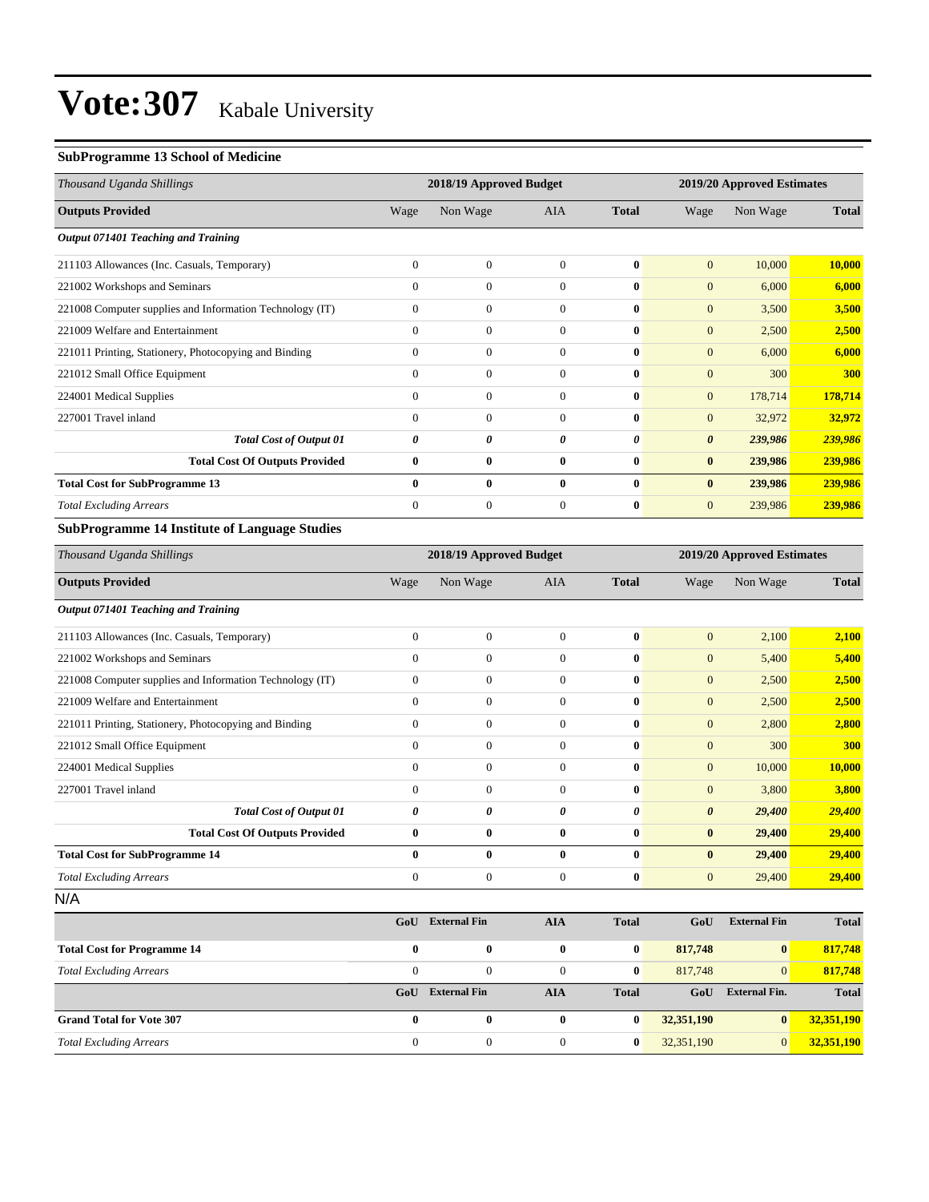# Vote:307 Kabale University

### SubProgramme 13 School of Medicine

| Thousand Uganda Shillings | 2018/19 Approved Budget | | | | 2019/20 Approved Estimates | | |
|---|---|---|---|---|---|---|---|
| **Outputs Provided** | Wage | Non Wage | AIA | **Total** | Wage | Non Wage | **Total** |
| ***Output 071401 Teaching and Training*** | | | | | | | |
| 211103 Allowances (Inc. Casuals, Temporary) | 0 | 0 | 0 | **0** | 0 | 10,000 | **10,000** |
| 221002 Workshops and Seminars | 0 | 0 | 0 | **0** | 0 | 6,000 | **6,000** |
| 221008 Computer supplies and Information Technology (IT) | 0 | 0 | 0 | **0** | 0 | 3,500 | **3,500** |
| 221009 Welfare and Entertainment | 0 | 0 | 0 | **0** | 0 | 2,500 | **2,500** |
| 221011 Printing, Stationery, Photocopying and Binding | 0 | 0 | 0 | **0** | 0 | 6,000 | **6,000** |
| 221012 Small Office Equipment | 0 | 0 | 0 | **0** | 0 | 300 | **300** |
| 224001 Medical Supplies | 0 | 0 | 0 | **0** | 0 | 178,714 | **178,714** |
| 227001 Travel inland | 0 | 0 | 0 | **0** | 0 | 32,972 | **32,972** |
| ***Total Cost of Output 01*** | ***0*** | ***0*** | ***0*** | ***0*** | ***0*** | ***239,986*** | ***239,986*** |
| **Total Cost Of Outputs Provided** | **0** | **0** | **0** | **0** | **0** | **239,986** | **239,986** |
| **Total Cost for SubProgramme 13** | **0** | **0** | **0** | **0** | **0** | **239,986** | **239,986** |
| *Total Excluding Arrears* | 0 | 0 | 0 | **0** | 0 | 239,986 | **239,986** |

### SubProgramme 14 Institute of Language Studies

| Thousand Uganda Shillings | 2018/19 Approved Budget | | | | 2019/20 Approved Estimates | | |
|---|---|---|---|---|---|---|---|
| **Outputs Provided** | Wage | Non Wage | AIA | **Total** | Wage | Non Wage | **Total** |
| ***Output 071401 Teaching and Training*** | | | | | | | |
| 211103 Allowances (Inc. Casuals, Temporary) | 0 | 0 | 0 | **0** | 0 | 2,100 | **2,100** |
| 221002 Workshops and Seminars | 0 | 0 | 0 | **0** | 0 | 5,400 | **5,400** |
| 221008 Computer supplies and Information Technology (IT) | 0 | 0 | 0 | **0** | 0 | 2,500 | **2,500** |
| 221009 Welfare and Entertainment | 0 | 0 | 0 | **0** | 0 | 2,500 | **2,500** |
| 221011 Printing, Stationery, Photocopying and Binding | 0 | 0 | 0 | **0** | 0 | 2,800 | **2,800** |
| 221012 Small Office Equipment | 0 | 0 | 0 | **0** | 0 | 300 | **300** |
| 224001 Medical Supplies | 0 | 0 | 0 | **0** | 0 | 10,000 | **10,000** |
| 227001 Travel inland | 0 | 0 | 0 | **0** | 0 | 3,800 | **3,800** |
| ***Total Cost of Output 01*** | ***0*** | ***0*** | ***0*** | ***0*** | ***0*** | ***29,400*** | ***29,400*** |
| **Total Cost Of Outputs Provided** | **0** | **0** | **0** | **0** | **0** | **29,400** | **29,400** |
| **Total Cost for SubProgramme 14** | **0** | **0** | **0** | **0** | **0** | **29,400** | **29,400** |
| *Total Excluding Arrears* | 0 | 0 | 0 | **0** | 0 | 29,400 | **29,400** |

N/A

| | GoU | External Fin | AIA | Total | GoU | External Fin | Total |
|---|---|---|---|---|---|---|---|
| **Total Cost for Programme 14** | **0** | **0** | **0** | **0** | **817,748** | **0** | **817,748** |
| *Total Excluding Arrears* | 0 | 0 | 0 | **0** | 817,748 | 0 | **817,748** |
| | **GoU** | **External Fin** | **AIA** | **Total** | **GoU** | **External Fin.** | **Total** |
| **Grand Total for Vote 307** | **0** | **0** | **0** | **0** | **32,351,190** | **0** | **32,351,190** |
| *Total Excluding Arrears* | 0 | 0 | 0 | **0** | 32,351,190 | 0 | **32,351,190** |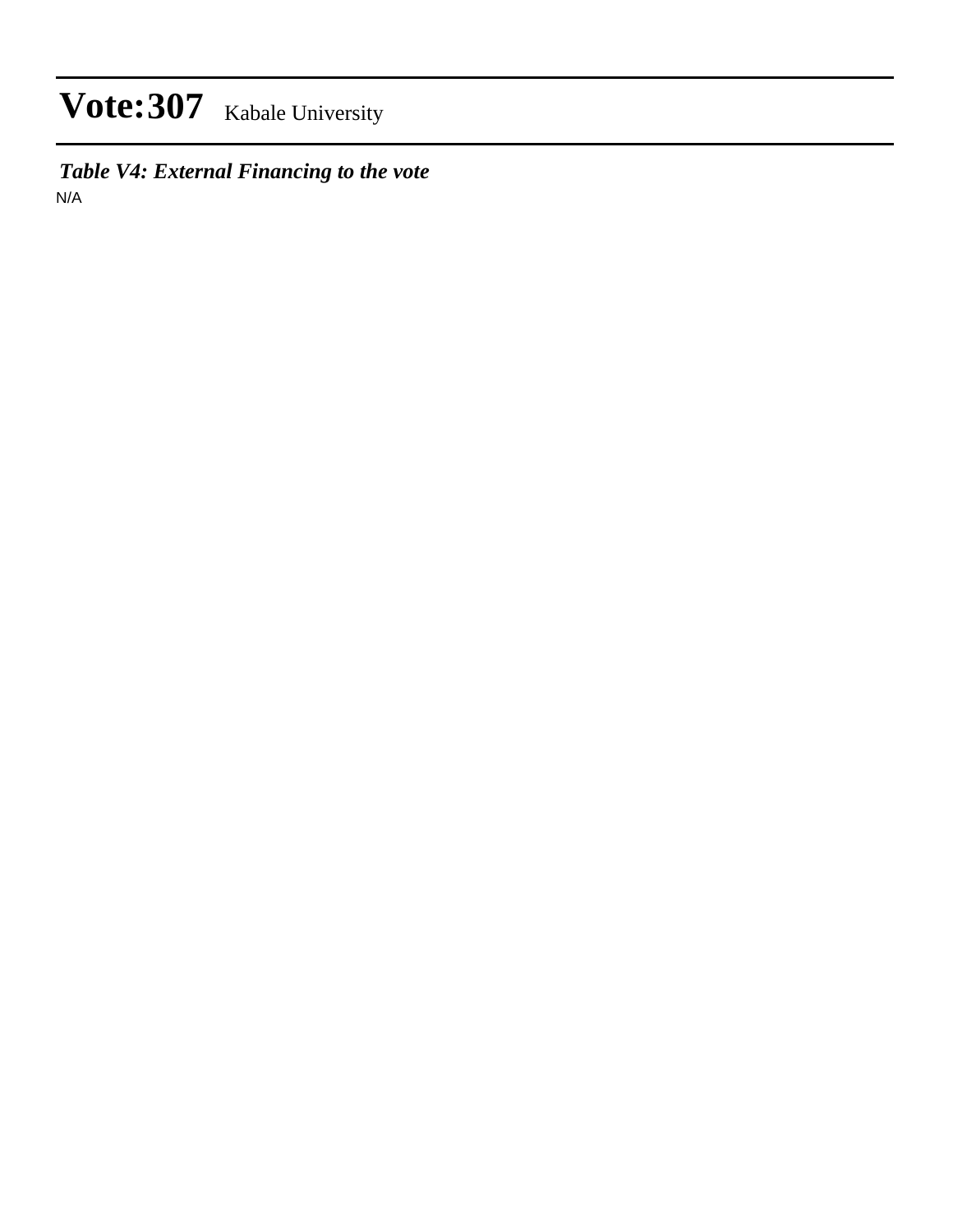# Vote:307 Kabale University

***Table V4: External Financing to the vote***

N/A